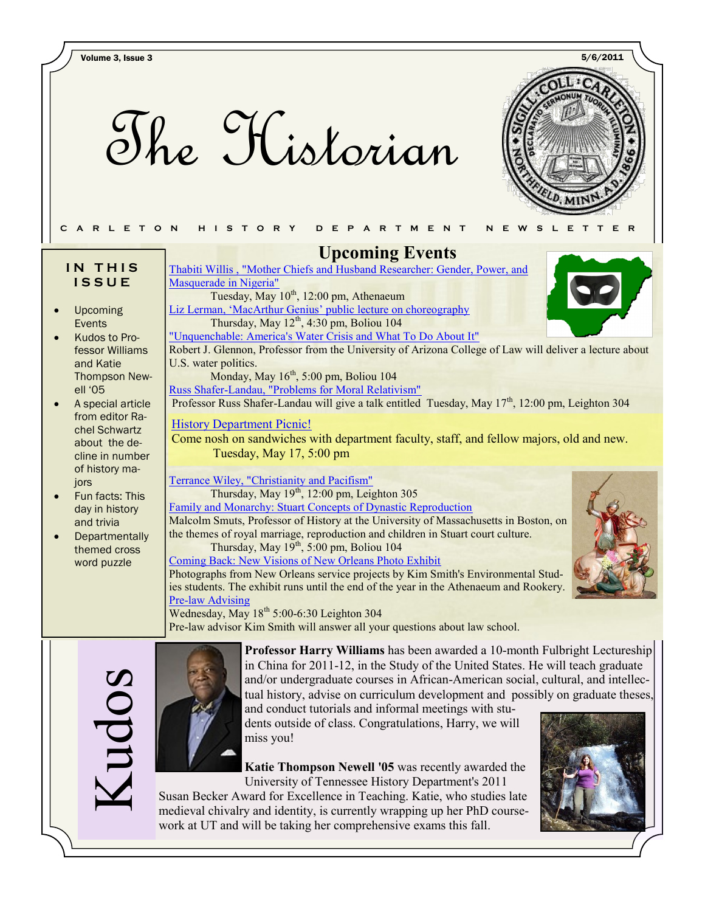# The Historian

CARLETON HISTORY DEPARTMENT NEWSLETTER

### IN THIS ISSUE

- Upcoming Events
- Kudos to Professor Williams and Katie Thompson Newell '05
- A special article from editor Rachel Schwartz about the decline in number of history majors
- Fun facts: This day in history and trivia
- Departmentally themed cross word puzzle

## Upcoming Events

Thabiti Willis , "Mother Chiefs and Husband Researcher: Gender, Power, and Masquerade in Nigeria"
Tuesday, May 10th, 12:00 pm, Athenaeum

Liz Lerman, 'MacArthur Genius' public lecture on choreography
Thursday, May 12th, 4:30 pm, Boliou 104

"Unquenchable: America's Water Crisis and What To Do About It"
Robert J. Glennon, Professor from the University of Arizona College of Law will deliver a lecture about U.S. water politics.
Monday, May 16th, 5:00 pm, Boliou 104

Russ Shafer-Landau, "Problems for Moral Relativism"
Professor Russ Shafer-Landau will give a talk entitled Tuesday, May 17th, 12:00 pm, Leighton 304

History Department Picnic!
Come nosh on sandwiches with department faculty, staff, and fellow majors, old and new.
Tuesday, May 17, 5:00 pm

Terrance Wiley, "Christianity and Pacifism"
Thursday, May 19th, 12:00 pm, Leighton 305

Family and Monarchy: Stuart Concepts of Dynastic Reproduction
Malcolm Smuts, Professor of History at the University of Massachusetts in Boston, on the themes of royal marriage, reproduction and children in Stuart court culture.
Thursday, May 19th, 5:00 pm, Boliou 104

Coming Back: New Visions of New Orleans Photo Exhibit
Photographs from New Orleans service projects by Kim Smith's Environmental Studies students. The exhibit runs until the end of the year in the Athenaeum and Rookery.

Pre-law Advising
Wednesday, May 18th 5:00-6:30 Leighton 304
Pre-law advisor Kim Smith will answer all your questions about law school.

## Kudos

**Professor Harry Williams** has been awarded a 10-month Fulbright Lectureship in China for 2011-12, in the Study of the United States. He will teach graduate and/or undergraduate courses in African-American social, cultural, and intellectual history, advise on curriculum development and possibly on graduate theses, and conduct tutorials and informal meetings with students outside of class. Congratulations, Harry, we will miss you!

**Katie Thompson Newell '05** was recently awarded the University of Tennessee History Department's 2011 Susan Becker Award for Excellence in Teaching. Katie, who studies late medieval chivalry and identity, is currently wrapping up her PhD coursework at UT and will be taking her comprehensive exams this fall.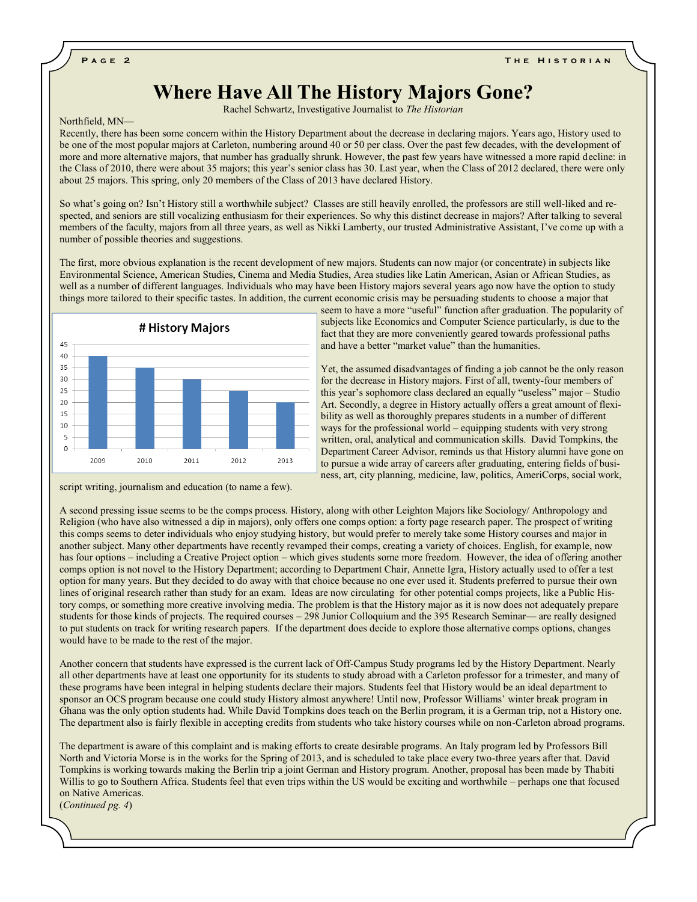# Where Have All The History Majors Gone?

Rachel Schwartz, Investigative Journalist to *The Historian*

Northfield, MN—

Recently, there has been some concern within the History Department about the decrease in declaring majors. Years ago, History used to be one of the most popular majors at Carleton, numbering around 40 or 50 per class. Over the past few decades, with the development of more and more alternative majors, that number has gradually shrunk. However, the past few years have witnessed a more rapid decline: in the Class of 2010, there were about 35 majors; this year's senior class has 30. Last year, when the Class of 2012 declared, there were only about 25 majors. This spring, only 20 members of the Class of 2013 have declared History.

So what's going on? Isn't History still a worthwhile subject? Classes are still heavily enrolled, the professors are still well-liked and respected, and seniors are still vocalizing enthusiasm for their experiences. So why this distinct decrease in majors? After talking to several members of the faculty, majors from all three years, as well as Nikki Lamberty, our trusted Administrative Assistant, I've come up with a number of possible theories and suggestions.

The first, more obvious explanation is the recent development of new majors. Students can now major (or concentrate) in subjects like Environmental Science, American Studies, Cinema and Media Studies, Area studies like Latin American, Asian or African Studies, as well as a number of different languages. Individuals who may have been History majors several years ago now have the option to study things more tailored to their specific tastes. In addition, the current economic crisis may be persuading students to choose a major that seem to have a more "useful" function after graduation. The popularity of subjects like Economics and Computer Science particularly, is due to the fact that they are more conveniently geared towards professional paths and have a better "market value" than the humanities.

**# History Majors**

| Year | # History Majors |
|---|---|
| 2009 | 40 |
| 2010 | 35 |
| 2011 | 30 |
| 2012 | 25 |
| 2013 | 20 |

Yet, the assumed disadvantages of finding a job cannot be the only reason for the decrease in History majors. First of all, twenty-four members of this year's sophomore class declared an equally "useless" major – Studio Art. Secondly, a degree in History actually offers a great amount of flexibility as well as thoroughly prepares students in a number of different ways for the professional world – equipping students with very strong written, oral, analytical and communication skills. David Tompkins, the Department Career Advisor, reminds us that History alumni have gone on to pursue a wide array of careers after graduating, entering fields of business, art, city planning, medicine, law, politics, AmeriCorps, social work, script writing, journalism and education (to name a few).

A second pressing issue seems to be the comps process. History, along with other Leighton Majors like Sociology/ Anthropology and Religion (who have also witnessed a dip in majors), only offers one comps option: a forty page research paper. The prospect of writing this comps seems to deter individuals who enjoy studying history, but would prefer to merely take some History courses and major in another subject. Many other departments have recently revamped their comps, creating a variety of choices. English, for example, now has four options – including a Creative Project option – which gives students some more freedom. However, the idea of offering another comps option is not novel to the History Department; according to Department Chair, Annette Igra, History actually used to offer a test option for many years. But they decided to do away with that choice because no one ever used it. Students preferred to pursue their own lines of original research rather than study for an exam. Ideas are now circulating for other potential comps projects, like a Public History comps, or something more creative involving media. The problem is that the History major as it is now does not adequately prepare students for those kinds of projects. The required courses – 298 Junior Colloquium and the 395 Research Seminar— are really designed to put students on track for writing research papers. If the department does decide to explore those alternative comps options, changes would have to be made to the rest of the major.

Another concern that students have expressed is the current lack of Off-Campus Study programs led by the History Department. Nearly all other departments have at least one opportunity for its students to study abroad with a Carleton professor for a trimester, and many of these programs have been integral in helping students declare their majors. Students feel that History would be an ideal department to sponsor an OCS program because one could study History almost anywhere! Until now, Professor Williams' winter break program in Ghana was the only option students had. While David Tompkins does teach on the Berlin program, it is a German trip, not a History one. The department also is fairly flexible in accepting credits from students who take history courses while on non-Carleton abroad programs.

The department is aware of this complaint and is making efforts to create desirable programs. An Italy program led by Professors Bill North and Victoria Morse is in the works for the Spring of 2013, and is scheduled to take place every two-three years after that. David Tompkins is working towards making the Berlin trip a joint German and History program. Another, proposal has been made by Thabiti Willis to go to Southern Africa. Students feel that even trips within the US would be exciting and worthwhile – perhaps one that focused on Native Americas.

(*Continued pg. 4*)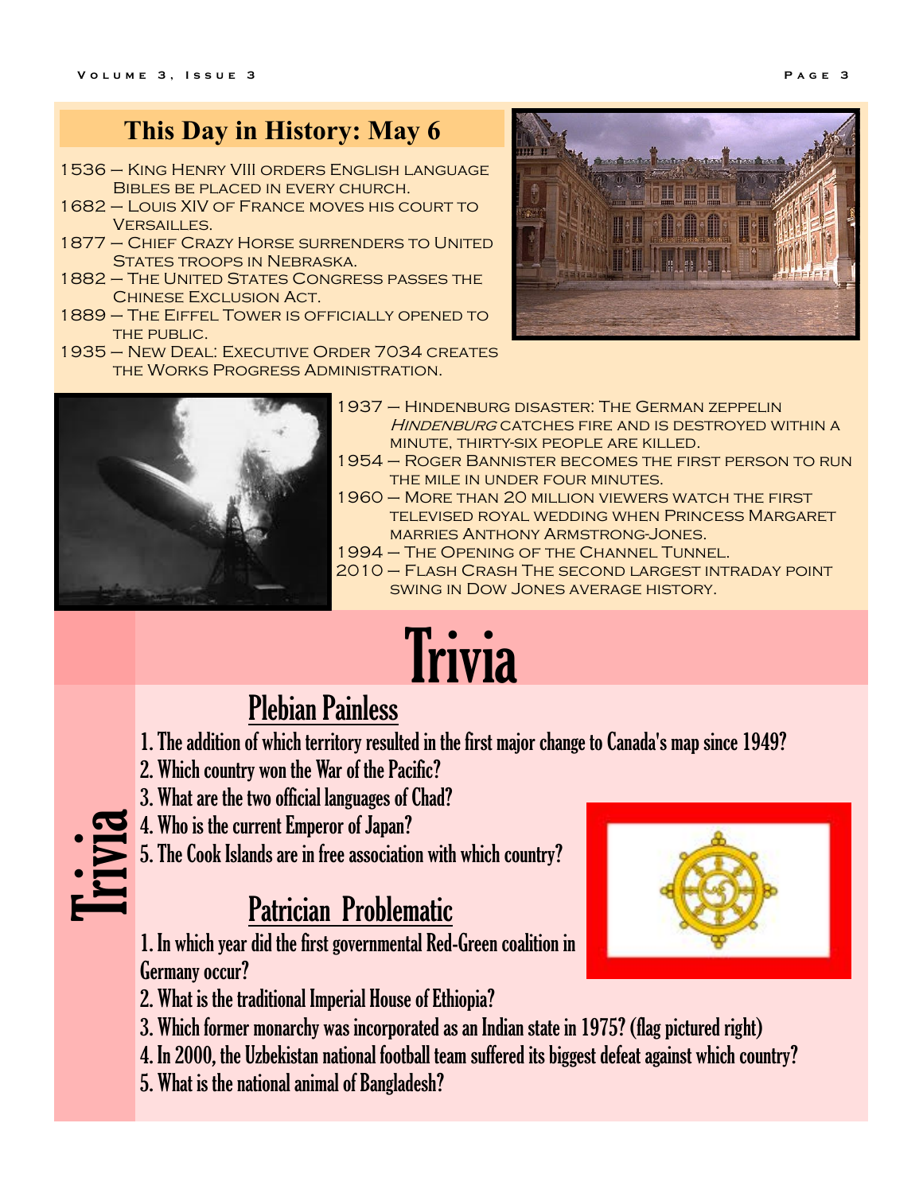## This Day in History: May 6

- 1536 — King Henry VIII orders English language Bibles be placed in every church.
- 1682 — Louis XIV of France moves his court to Versailles.
- 1877 — Chief Crazy Horse surrenders to United States troops in Nebraska.
- 1882 — The United States Congress passes the Chinese Exclusion Act.
- 1889 — The Eiffel Tower is officially opened to the public.
- 1935 — New Deal: Executive Order 7034 creates the Works Progress Administration.
- 1937 — Hindenburg disaster: The German zeppelin *Hindenburg* catches fire and is destroyed within a minute, thirty-six people are killed.
- 1954 — Roger Bannister becomes the first person to run the mile in under four minutes.
- 1960 — More than 20 million viewers watch the first televised royal wedding when Princess Margaret marries Anthony Armstrong-Jones.
- 1994 — The Opening of the Channel Tunnel.
- 2010 — Flash Crash The second largest intraday point swing in Dow Jones average history.

# Trivia

### Plebian Painless

1. The addition of which territory resulted in the first major change to Canada's map since 1949?
2. Which country won the War of the Pacific?
3. What are the two official languages of Chad?
4. Who is the current Emperor of Japan?
5. The Cook Islands are in free association with which country?

### Patrician Problematic

1. In which year did the first governmental Red-Green coalition in Germany occur?
2. What is the traditional Imperial House of Ethiopia?
3. Which former monarchy was incorporated as an Indian state in 1975? (flag pictured right)
4. In 2000, the Uzbekistan national football team suffered its biggest defeat against which country?
5. What is the national animal of Bangladesh?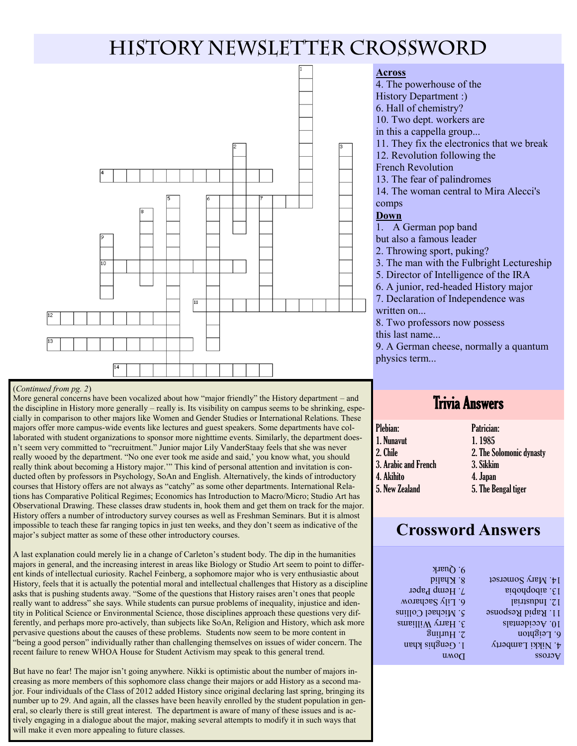# History Newsletter Crossword

**Across**

4. The powerhouse of the History Department :)
6. Hall of chemistry?
10. Two dept. workers are in this a cappella group...
11. They fix the electronics that we break
12. Revolution following the French Revolution
13. The fear of palindromes
14. The woman central to Mira Alecci's comps

**Down**

1. A German pop band but also a famous leader
2. Throwing sport, puking?
3. The man with the Fulbright Lectureship
5. Director of Intelligence of the IRA
6. A junior, red-headed History major
7. Declaration of Independence was written on...
8. Two professors now possess this last name...
9. A German cheese, normally a quantum physics term...

(*Continued from pg. 2*)

More general concerns have been vocalized about how "major friendly" the History department – and the discipline in History more generally – really is. Its visibility on campus seems to be shrinking, especially in comparison to other majors like Women and Gender Studies or International Relations. These majors offer more campus-wide events like lectures and guest speakers. Some departments have collaborated with student organizations to sponsor more nighttime events. Similarly, the department doesn't seem very committed to "recruitment." Junior major Lily VanderStaay feels that she was never really wooed by the department. "No one ever took me aside and said,' you know what, you should really think about becoming a History major.'" This kind of personal attention and invitation is conducted often by professors in Psychology, SoAn and English. Alternatively, the kinds of introductory courses that History offers are not always as "catchy" as some other departments. International Relations has Comparative Political Regimes; Economics has Introduction to Macro/Micro; Studio Art has Observational Drawing. These classes draw students in, hook them and get them on track for the major. History offers a number of introductory survey courses as well as Freshman Seminars. But it is almost impossible to teach these far ranging topics in just ten weeks, and they don't seem as indicative of the major's subject matter as some of these other introductory courses.

A last explanation could merely lie in a change of Carleton's student body. The dip in the humanities majors in general, and the increasing interest in areas like Biology or Studio Art seem to point to different kinds of intellectual curiosity. Rachel Feinberg, a sophomore major who is very enthusiastic about History, feels that it is actually the potential moral and intellectual challenges that History as a discipline asks that is pushing students away. "Some of the questions that History raises aren't ones that people really want to address" she says. While students can pursue problems of inequality, injustice and identity in Political Science or Environmental Science, those disciplines approach these questions very differently, and perhaps more pro-actively, than subjects like SoAn, Religion and History, which ask more pervasive questions about the causes of these problems. Students now seem to be more content in "being a good person" individually rather than challenging themselves on issues of wider concern. The recent failure to renew WHOA House for Student Activism may speak to this general trend.

But have no fear! The major isn't going anywhere. Nikki is optimistic about the number of majors increasing as more members of this sophomore class change their majors or add History as a second major. Four individuals of the Class of 2012 added History since original declaring last spring, bringing its number up to 29. And again, all the classes have been heavily enrolled by the student population in general, so clearly there is still great interest. The department is aware of many of these issues and is actively engaging in a dialogue about the major, making several attempts to modify it in such ways that will make it even more appealing to future classes.

## Trivia Answers

**Plebian:**

1. Nunavut
2. Chile
3. Arabic and French
4. Akihito
5. New Zealand

**Patrician:**

1. 1985
2. The Solomonic dynasty
3. Sikkim
4. Japan
5. The Bengal tiger

## Crossword Answers

Across

4. Nikki Lamberty
6. Leighton
10. Accidentals
11. Rapid Response
12. Industrial
13. aibophobia
14. Mary Somerset

Down

1. Genghis khan
2. Hurling
3. Harry Williams
5. Michael Collins
6. Lily Sacharow
7. Hemp Paper
8. Khalid
9. Quark